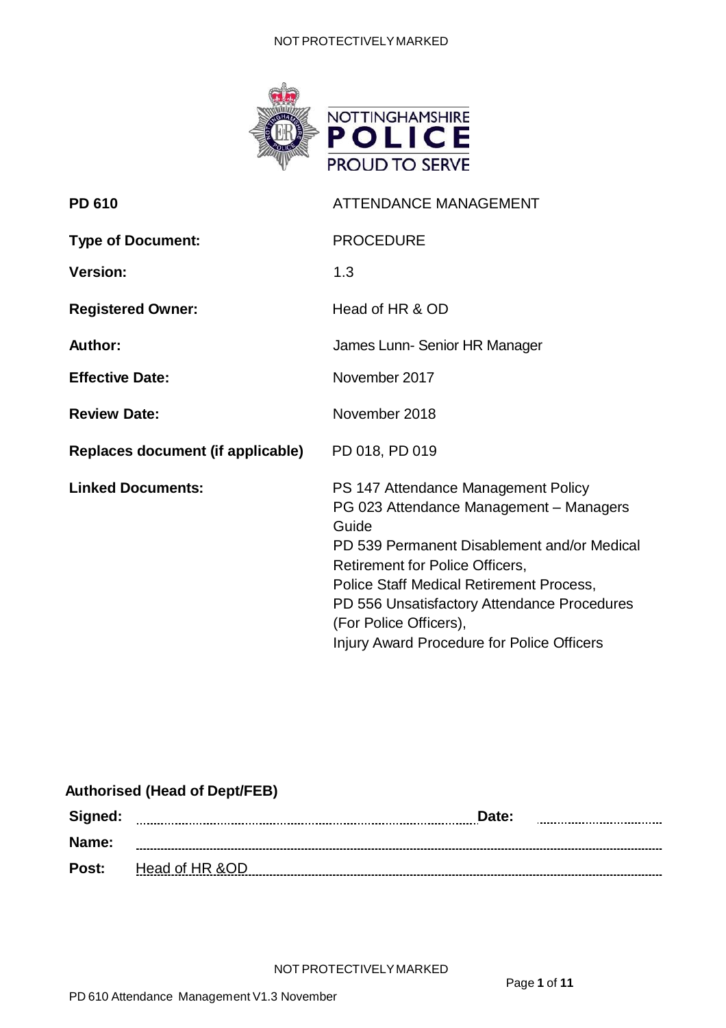NOTTINGHAMSHIRE POLICE
PROUD TO SERVE

| | |
|---|---|
| **PD 610** | ATTENDANCE MANAGEMENT |
| **Type of Document:** | PROCEDURE |
| **Version:** | 1.3 |
| **Registered Owner:** | Head of HR & OD |
| **Author:** | James Lunn- Senior HR Manager |
| **Effective Date:** | November 2017 |
| **Review Date:** | November 2018 |
| **Replaces document (if applicable)** | PD 018, PD 019 |
| **Linked Documents:** | PS 147 Attendance Management Policy<br>PG 023 Attendance Management – Managers Guide<br>PD 539 Permanent Disablement and/or Medical Retirement for Police Officers,<br>Police Staff Medical Retirement Process,<br>PD 556 Unsatisfactory Attendance Procedures (For Police Officers),<br>Injury Award Procedure for Police Officers |

**Authorised (Head of Dept/FEB)**

**Signed:** ........................................ **Date:** ....................

**Name:** ........................................

**Post:** Head of HR &OD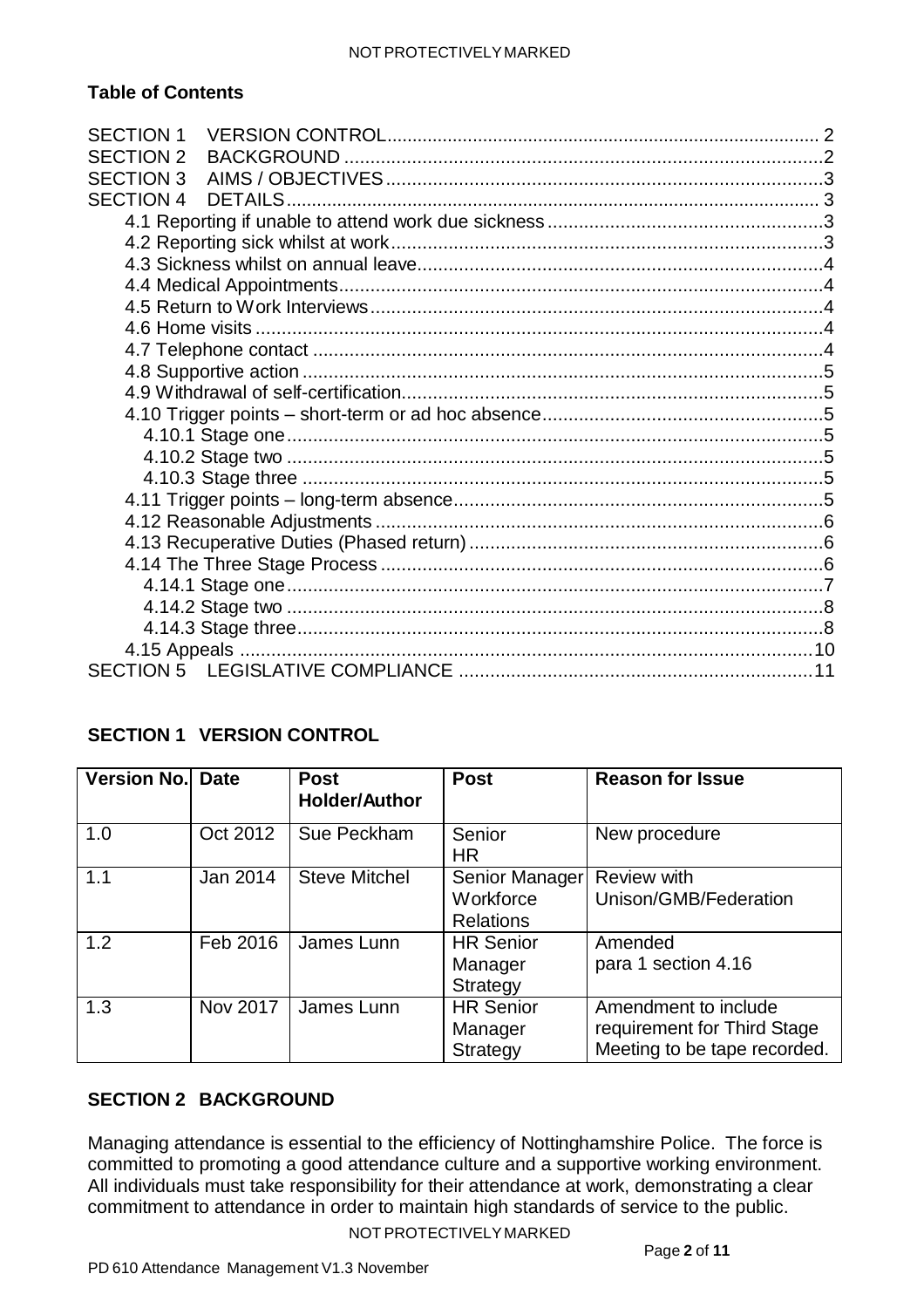## Table of Contents

SECTION 1 VERSION CONTROL ... 2
SECTION 2 BACKGROUND ... 2
SECTION 3 AIMS / OBJECTIVES ... 3
SECTION 4 DETAILS ... 3
- 4.1 Reporting if unable to attend work due sickness ... 3
- 4.2 Reporting sick whilst at work ... 3
- 4.3 Sickness whilst on annual leave ... 4
- 4.4 Medical Appointments ... 4
- 4.5 Return to Work Interviews ... 4
- 4.6 Home visits ... 4
- 4.7 Telephone contact ... 4
- 4.8 Supportive action ... 5
- 4.9 Withdrawal of self-certification ... 5
- 4.10 Trigger points – short-term or ad hoc absence ... 5
  - 4.10.1 Stage one ... 5
  - 4.10.2 Stage two ... 5
  - 4.10.3 Stage three ... 5
- 4.11 Trigger points – long-term absence ... 5
- 4.12 Reasonable Adjustments ... 6
- 4.13 Recuperative Duties (Phased return) ... 6
- 4.14 The Three Stage Process ... 6
  - 4.14.1 Stage one ... 7
  - 4.14.2 Stage two ... 8
  - 4.14.3 Stage three ... 8
- 4.15 Appeals ... 10

SECTION 5 LEGISLATIVE COMPLIANCE ... 11

## SECTION 1 VERSION CONTROL

| Version No. | Date | Post Holder/Author | Post | Reason for Issue |
|---|---|---|---|---|
| 1.0 | Oct 2012 | Sue Peckham | Senior HR | New procedure |
| 1.1 | Jan 2014 | Steve Mitchel | Senior Manager Workforce Relations | Review with Unison/GMB/Federation |
| 1.2 | Feb 2016 | James Lunn | HR Senior Manager Strategy | Amended para 1 section 4.16 |
| 1.3 | Nov 2017 | James Lunn | HR Senior Manager Strategy | Amendment to include requirement for Third Stage Meeting to be tape recorded. |

## SECTION 2 BACKGROUND

Managing attendance is essential to the efficiency of Nottinghamshire Police. The force is committed to promoting a good attendance culture and a supportive working environment. All individuals must take responsibility for their attendance at work, demonstrating a clear commitment to attendance in order to maintain high standards of service to the public.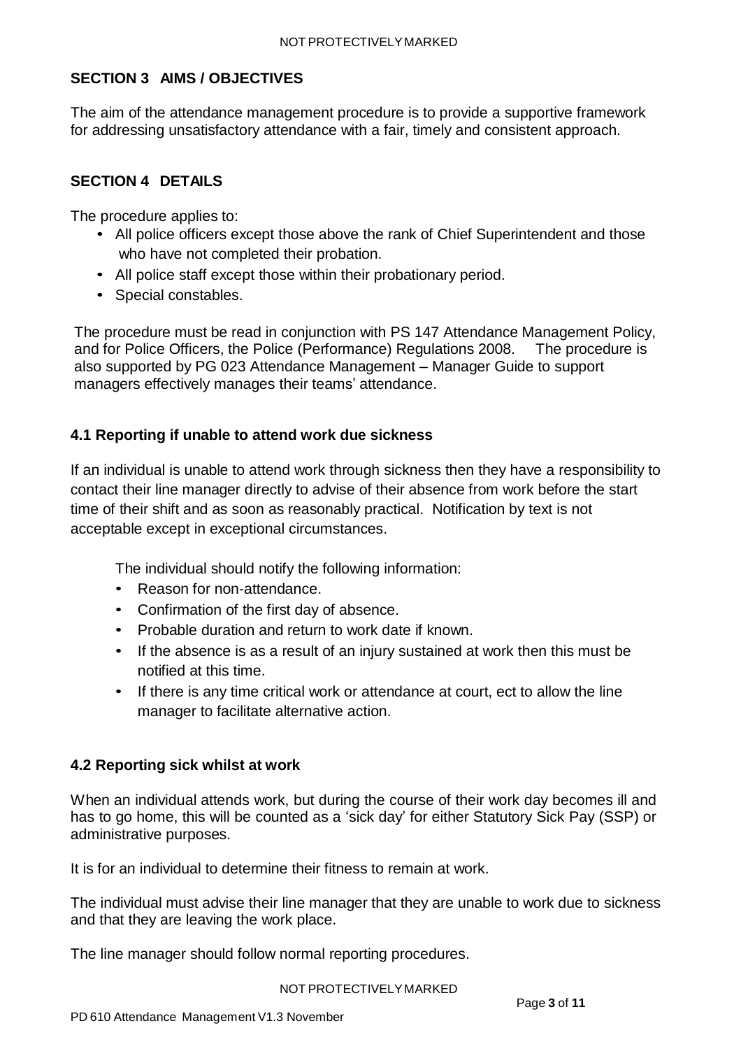## SECTION 3 AIMS / OBJECTIVES

The aim of the attendance management procedure is to provide a supportive framework for addressing unsatisfactory attendance with a fair, timely and consistent approach.

## SECTION 4 DETAILS

The procedure applies to:

- All police officers except those above the rank of Chief Superintendent and those who have not completed their probation.
- All police staff except those within their probationary period.
- Special constables.

The procedure must be read in conjunction with PS 147 Attendance Management Policy, and for Police Officers, the Police (Performance) Regulations 2008. The procedure is also supported by PG 023 Attendance Management – Manager Guide to support managers effectively manages their teams' attendance.

### 4.1 Reporting if unable to attend work due sickness

If an individual is unable to attend work through sickness then they have a responsibility to contact their line manager directly to advise of their absence from work before the start time of their shift and as soon as reasonably practical. Notification by text is not acceptable except in exceptional circumstances.

The individual should notify the following information:

- Reason for non-attendance.
- Confirmation of the first day of absence.
- Probable duration and return to work date if known.
- If the absence is as a result of an injury sustained at work then this must be notified at this time.
- If there is any time critical work or attendance at court, ect to allow the line manager to facilitate alternative action.

### 4.2 Reporting sick whilst at work

When an individual attends work, but during the course of their work day becomes ill and has to go home, this will be counted as a 'sick day' for either Statutory Sick Pay (SSP) or administrative purposes.

It is for an individual to determine their fitness to remain at work.

The individual must advise their line manager that they are unable to work due to sickness and that they are leaving the work place.

The line manager should follow normal reporting procedures.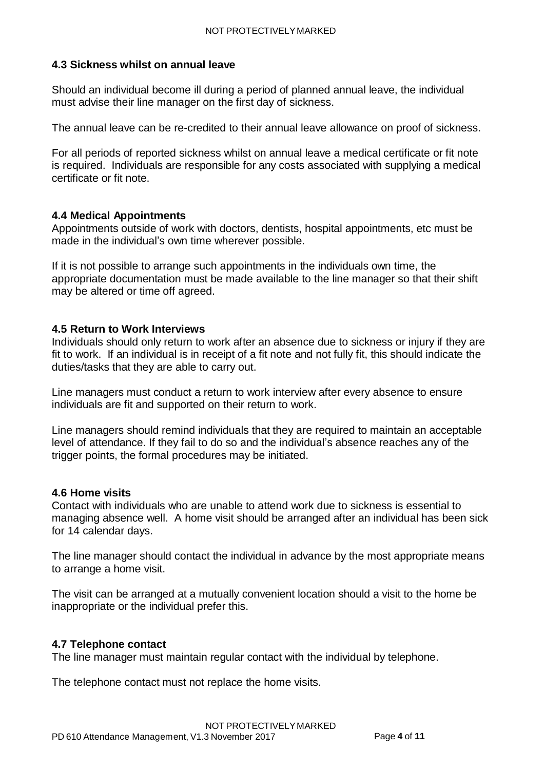### 4.3 Sickness whilst on annual leave

Should an individual become ill during a period of planned annual leave, the individual must advise their line manager on the first day of sickness.

The annual leave can be re-credited to their annual leave allowance on proof of sickness.

For all periods of reported sickness whilst on annual leave a medical certificate or fit note is required. Individuals are responsible for any costs associated with supplying a medical certificate or fit note.

### 4.4 Medical Appointments

Appointments outside of work with doctors, dentists, hospital appointments, etc must be made in the individual's own time wherever possible.

If it is not possible to arrange such appointments in the individuals own time, the appropriate documentation must be made available to the line manager so that their shift may be altered or time off agreed.

### 4.5 Return to Work Interviews

Individuals should only return to work after an absence due to sickness or injury if they are fit to work. If an individual is in receipt of a fit note and not fully fit, this should indicate the duties/tasks that they are able to carry out.

Line managers must conduct a return to work interview after every absence to ensure individuals are fit and supported on their return to work.

Line managers should remind individuals that they are required to maintain an acceptable level of attendance. If they fail to do so and the individual's absence reaches any of the trigger points, the formal procedures may be initiated.

### 4.6 Home visits

Contact with individuals who are unable to attend work due to sickness is essential to managing absence well. A home visit should be arranged after an individual has been sick for 14 calendar days.

The line manager should contact the individual in advance by the most appropriate means to arrange a home visit.

The visit can be arranged at a mutually convenient location should a visit to the home be inappropriate or the individual prefer this.

### 4.7 Telephone contact

The line manager must maintain regular contact with the individual by telephone.

The telephone contact must not replace the home visits.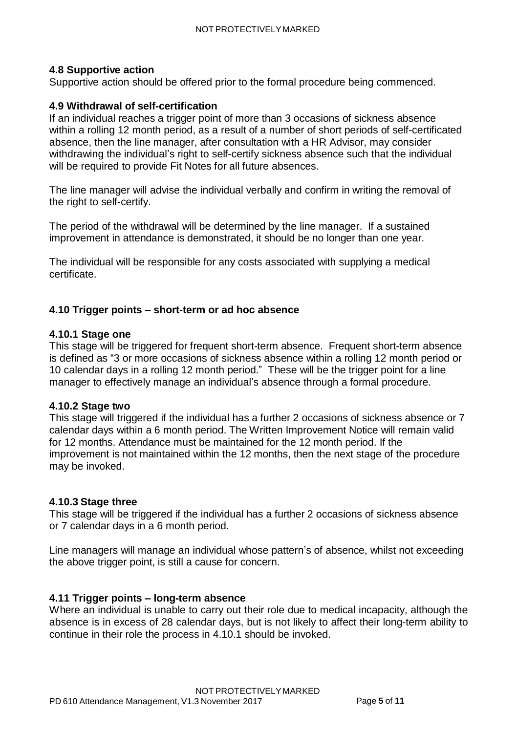### 4.8 Supportive action

Supportive action should be offered prior to the formal procedure being commenced.

### 4.9 Withdrawal of self-certification

If an individual reaches a trigger point of more than 3 occasions of sickness absence within a rolling 12 month period, as a result of a number of short periods of self-certificated absence, then the line manager, after consultation with a HR Advisor, may consider withdrawing the individual's right to self-certify sickness absence such that the individual will be required to provide Fit Notes for all future absences.

The line manager will advise the individual verbally and confirm in writing the removal of the right to self-certify.

The period of the withdrawal will be determined by the line manager. If a sustained improvement in attendance is demonstrated, it should be no longer than one year.

The individual will be responsible for any costs associated with supplying a medical certificate.

### 4.10 Trigger points – short-term or ad hoc absence

#### 4.10.1 Stage one

This stage will be triggered for frequent short-term absence. Frequent short-term absence is defined as "3 or more occasions of sickness absence within a rolling 12 month period or 10 calendar days in a rolling 12 month period." These will be the trigger point for a line manager to effectively manage an individual's absence through a formal procedure.

#### 4.10.2 Stage two

This stage will triggered if the individual has a further 2 occasions of sickness absence or 7 calendar days within a 6 month period. The Written Improvement Notice will remain valid for 12 months. Attendance must be maintained for the 12 month period. If the improvement is not maintained within the 12 months, then the next stage of the procedure may be invoked.

#### 4.10.3 Stage three

This stage will be triggered if the individual has a further 2 occasions of sickness absence or 7 calendar days in a 6 month period.

Line managers will manage an individual whose pattern's of absence, whilst not exceeding the above trigger point, is still a cause for concern.

### 4.11 Trigger points – long-term absence

Where an individual is unable to carry out their role due to medical incapacity, although the absence is in excess of 28 calendar days, but is not likely to affect their long-term ability to continue in their role the process in 4.10.1 should be invoked.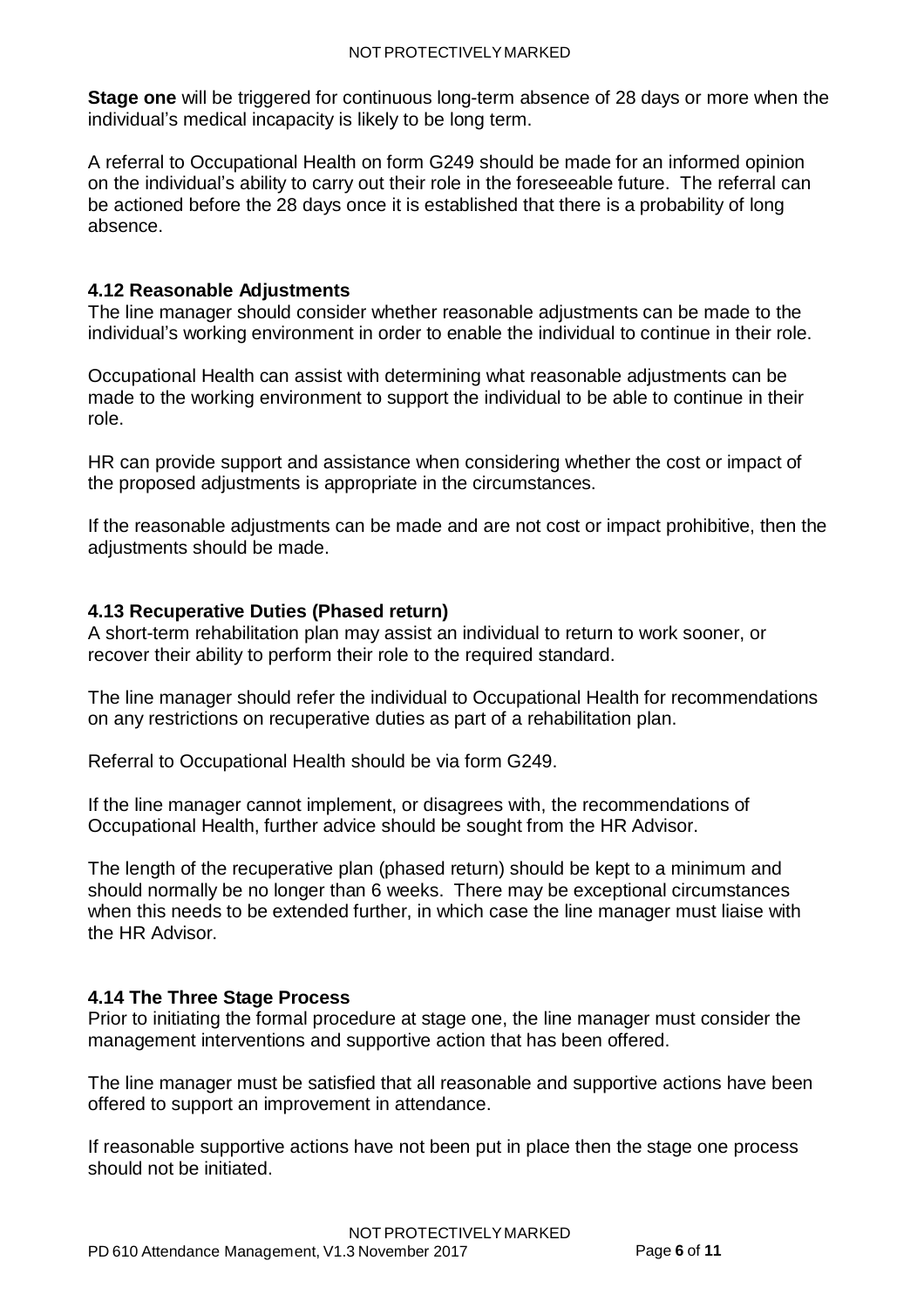**Stage one** will be triggered for continuous long-term absence of 28 days or more when the individual's medical incapacity is likely to be long term.

A referral to Occupational Health on form G249 should be made for an informed opinion on the individual's ability to carry out their role in the foreseeable future. The referral can be actioned before the 28 days once it is established that there is a probability of long absence.

### 4.12 Reasonable Adjustments

The line manager should consider whether reasonable adjustments can be made to the individual's working environment in order to enable the individual to continue in their role.

Occupational Health can assist with determining what reasonable adjustments can be made to the working environment to support the individual to be able to continue in their role.

HR can provide support and assistance when considering whether the cost or impact of the proposed adjustments is appropriate in the circumstances.

If the reasonable adjustments can be made and are not cost or impact prohibitive, then the adjustments should be made.

### 4.13 Recuperative Duties (Phased return)

A short-term rehabilitation plan may assist an individual to return to work sooner, or recover their ability to perform their role to the required standard.

The line manager should refer the individual to Occupational Health for recommendations on any restrictions on recuperative duties as part of a rehabilitation plan.

Referral to Occupational Health should be via form G249.

If the line manager cannot implement, or disagrees with, the recommendations of Occupational Health, further advice should be sought from the HR Advisor.

The length of the recuperative plan (phased return) should be kept to a minimum and should normally be no longer than 6 weeks. There may be exceptional circumstances when this needs to be extended further, in which case the line manager must liaise with the HR Advisor.

### 4.14 The Three Stage Process

Prior to initiating the formal procedure at stage one, the line manager must consider the management interventions and supportive action that has been offered.

The line manager must be satisfied that all reasonable and supportive actions have been offered to support an improvement in attendance.

If reasonable supportive actions have not been put in place then the stage one process should not be initiated.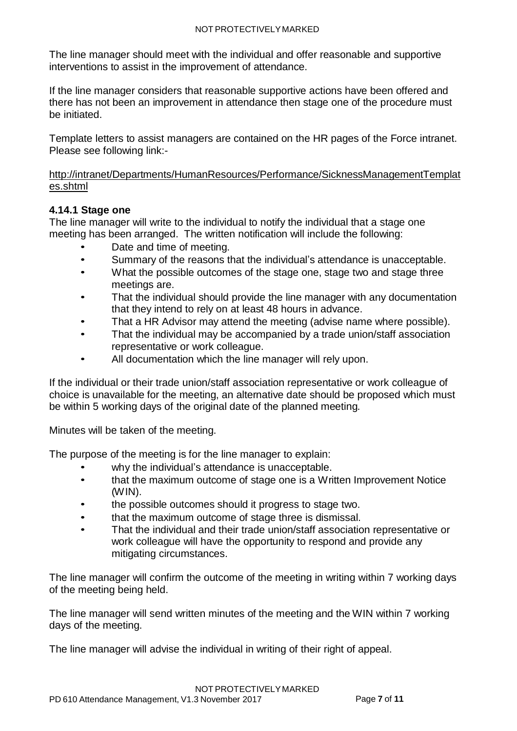The line manager should meet with the individual and offer reasonable and supportive interventions to assist in the improvement of attendance.

If the line manager considers that reasonable supportive actions have been offered and there has not been an improvement in attendance then stage one of the procedure must be initiated.

Template letters to assist managers are contained on the HR pages of the Force intranet. Please see following link:-

http://intranet/Departments/HumanResources/Performance/SicknessManagementTemplates.shtml

### 4.14.1 Stage one

The line manager will write to the individual to notify the individual that a stage one meeting has been arranged. The written notification will include the following:

- Date and time of meeting.
- Summary of the reasons that the individual's attendance is unacceptable.
- What the possible outcomes of the stage one, stage two and stage three meetings are.
- That the individual should provide the line manager with any documentation that they intend to rely on at least 48 hours in advance.
- That a HR Advisor may attend the meeting (advise name where possible).
- That the individual may be accompanied by a trade union/staff association representative or work colleague.
- All documentation which the line manager will rely upon.

If the individual or their trade union/staff association representative or work colleague of choice is unavailable for the meeting, an alternative date should be proposed which must be within 5 working days of the original date of the planned meeting.

Minutes will be taken of the meeting.

The purpose of the meeting is for the line manager to explain:

- why the individual's attendance is unacceptable.
- that the maximum outcome of stage one is a Written Improvement Notice (WIN).
- the possible outcomes should it progress to stage two.
- that the maximum outcome of stage three is dismissal.
- That the individual and their trade union/staff association representative or work colleague will have the opportunity to respond and provide any mitigating circumstances.

The line manager will confirm the outcome of the meeting in writing within 7 working days of the meeting being held.

The line manager will send written minutes of the meeting and the WIN within 7 working days of the meeting.

The line manager will advise the individual in writing of their right of appeal.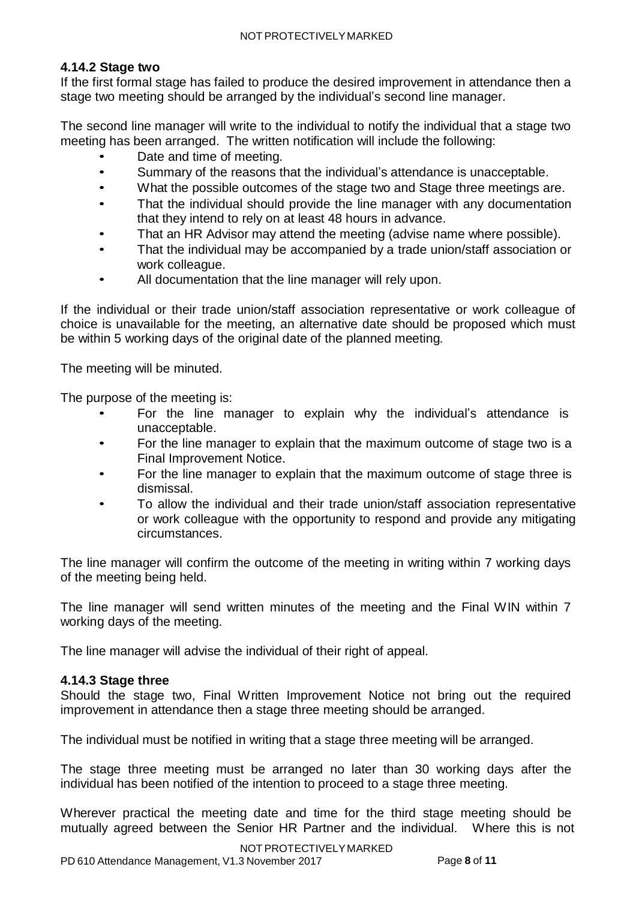#### 4.14.2 Stage two

If the first formal stage has failed to produce the desired improvement in attendance then a stage two meeting should be arranged by the individual's second line manager.

The second line manager will write to the individual to notify the individual that a stage two meeting has been arranged. The written notification will include the following:

- Date and time of meeting.
- Summary of the reasons that the individual's attendance is unacceptable.
- What the possible outcomes of the stage two and Stage three meetings are.
- That the individual should provide the line manager with any documentation that they intend to rely on at least 48 hours in advance.
- That an HR Advisor may attend the meeting (advise name where possible).
- That the individual may be accompanied by a trade union/staff association or work colleague.
- All documentation that the line manager will rely upon.

If the individual or their trade union/staff association representative or work colleague of choice is unavailable for the meeting, an alternative date should be proposed which must be within 5 working days of the original date of the planned meeting.

The meeting will be minuted.

The purpose of the meeting is:

- For the line manager to explain why the individual's attendance is unacceptable.
- For the line manager to explain that the maximum outcome of stage two is a Final Improvement Notice.
- For the line manager to explain that the maximum outcome of stage three is dismissal.
- To allow the individual and their trade union/staff association representative or work colleague with the opportunity to respond and provide any mitigating circumstances.

The line manager will confirm the outcome of the meeting in writing within 7 working days of the meeting being held.

The line manager will send written minutes of the meeting and the Final WIN within 7 working days of the meeting.

The line manager will advise the individual of their right of appeal.

#### 4.14.3 Stage three

Should the stage two, Final Written Improvement Notice not bring out the required improvement in attendance then a stage three meeting should be arranged.

The individual must be notified in writing that a stage three meeting will be arranged.

The stage three meeting must be arranged no later than 30 working days after the individual has been notified of the intention to proceed to a stage three meeting.

Wherever practical the meeting date and time for the third stage meeting should be mutually agreed between the Senior HR Partner and the individual. Where this is not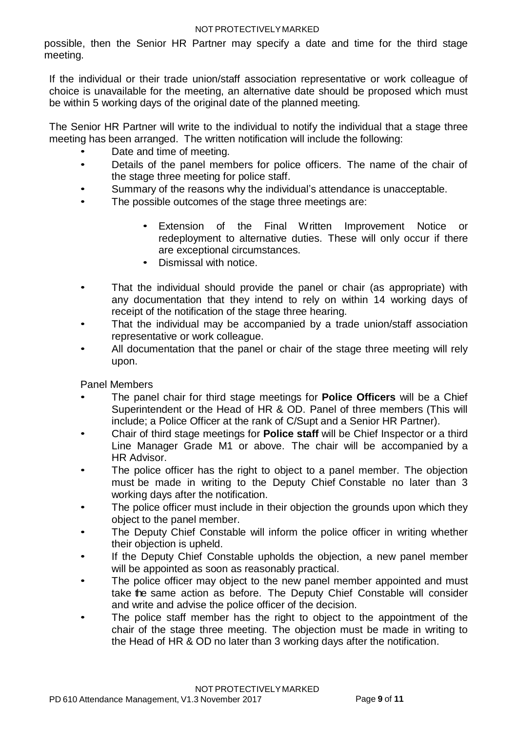possible, then the Senior HR Partner may specify a date and time for the third stage meeting.

If the individual or their trade union/staff association representative or work colleague of choice is unavailable for the meeting, an alternative date should be proposed which must be within 5 working days of the original date of the planned meeting.

The Senior HR Partner will write to the individual to notify the individual that a stage three meeting has been arranged. The written notification will include the following:

- Date and time of meeting.
- Details of the panel members for police officers. The name of the chair of the stage three meeting for police staff.
- Summary of the reasons why the individual's attendance is unacceptable.
- The possible outcomes of the stage three meetings are:
    - Extension of the Final Written Improvement Notice or redeployment to alternative duties. These will only occur if there are exceptional circumstances.
    - Dismissal with notice.
- That the individual should provide the panel or chair (as appropriate) with any documentation that they intend to rely on within 14 working days of receipt of the notification of the stage three hearing.
- That the individual may be accompanied by a trade union/staff association representative or work colleague.
- All documentation that the panel or chair of the stage three meeting will rely upon.

Panel Members

- The panel chair for third stage meetings for **Police Officers** will be a Chief Superintendent or the Head of HR & OD. Panel of three members (This will include; a Police Officer at the rank of C/Supt and a Senior HR Partner).
- Chair of third stage meetings for **Police staff** will be Chief Inspector or a third Line Manager Grade M1 or above. The chair will be accompanied by a HR Advisor.
- The police officer has the right to object to a panel member. The objection must be made in writing to the Deputy Chief Constable no later than 3 working days after the notification.
- The police officer must include in their objection the grounds upon which they object to the panel member.
- The Deputy Chief Constable will inform the police officer in writing whether their objection is upheld.
- If the Deputy Chief Constable upholds the objection, a new panel member will be appointed as soon as reasonably practical.
- The police officer may object to the new panel member appointed and must take the same action as before. The Deputy Chief Constable will consider and write and advise the police officer of the decision.
- The police staff member has the right to object to the appointment of the chair of the stage three meeting. The objection must be made in writing to the Head of HR & OD no later than 3 working days after the notification.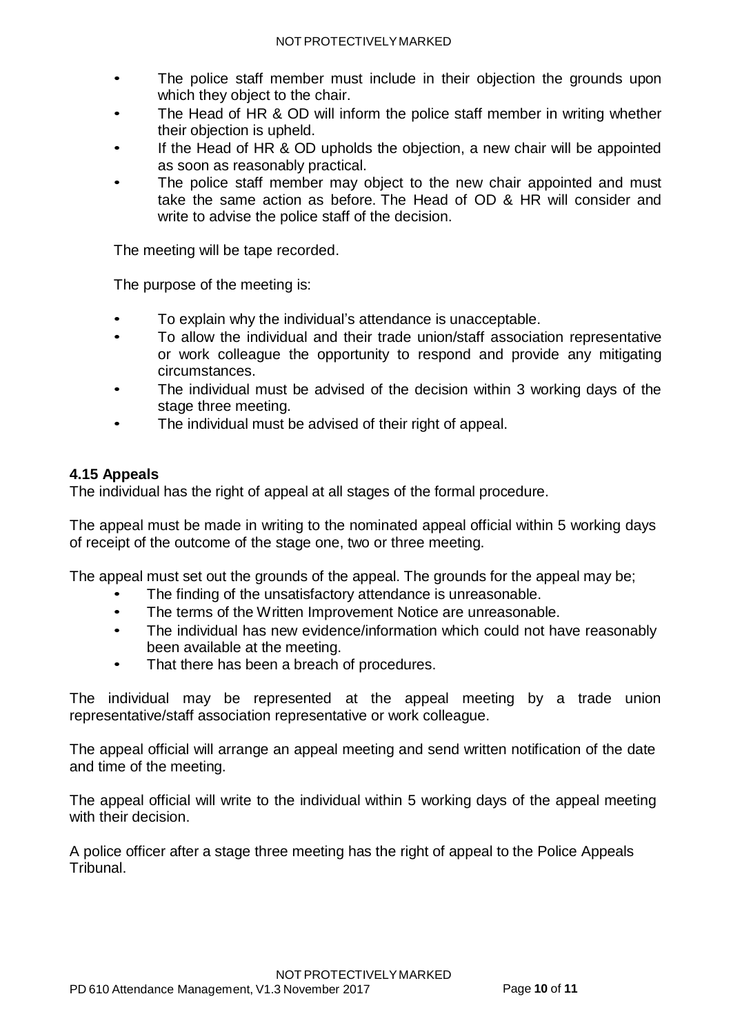- The police staff member must include in their objection the grounds upon which they object to the chair.
- The Head of HR & OD will inform the police staff member in writing whether their objection is upheld.
- If the Head of HR & OD upholds the objection, a new chair will be appointed as soon as reasonably practical.
- The police staff member may object to the new chair appointed and must take the same action as before. The Head of OD & HR will consider and write to advise the police staff of the decision.

The meeting will be tape recorded.

The purpose of the meeting is:

- To explain why the individual's attendance is unacceptable.
- To allow the individual and their trade union/staff association representative or work colleague the opportunity to respond and provide any mitigating circumstances.
- The individual must be advised of the decision within 3 working days of the stage three meeting.
- The individual must be advised of their right of appeal.

### 4.15 Appeals

The individual has the right of appeal at all stages of the formal procedure.

The appeal must be made in writing to the nominated appeal official within 5 working days of receipt of the outcome of the stage one, two or three meeting.

The appeal must set out the grounds of the appeal. The grounds for the appeal may be;

- The finding of the unsatisfactory attendance is unreasonable.
- The terms of the Written Improvement Notice are unreasonable.
- The individual has new evidence/information which could not have reasonably been available at the meeting.
- That there has been a breach of procedures.

The individual may be represented at the appeal meeting by a trade union representative/staff association representative or work colleague.

The appeal official will arrange an appeal meeting and send written notification of the date and time of the meeting.

The appeal official will write to the individual within 5 working days of the appeal meeting with their decision.

A police officer after a stage three meeting has the right of appeal to the Police Appeals Tribunal.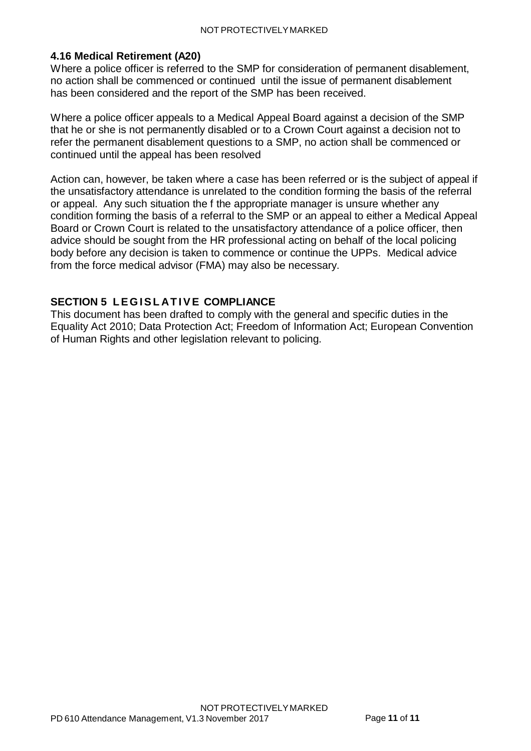### 4.16 Medical Retirement (A20)

Where a police officer is referred to the SMP for consideration of permanent disablement, no action shall be commenced or continued until the issue of permanent disablement has been considered and the report of the SMP has been received.

Where a police officer appeals to a Medical Appeal Board against a decision of the SMP that he or she is not permanently disabled or to a Crown Court against a decision not to refer the permanent disablement questions to a SMP, no action shall be commenced or continued until the appeal has been resolved

Action can, however, be taken where a case has been referred or is the subject of appeal if the unsatisfactory attendance is unrelated to the condition forming the basis of the referral or appeal. Any such situation the f the appropriate manager is unsure whether any condition forming the basis of a referral to the SMP or an appeal to either a Medical Appeal Board or Crown Court is related to the unsatisfactory attendance of a police officer, then advice should be sought from the HR professional acting on behalf of the local policing body before any decision is taken to commence or continue the UPPs. Medical advice from the force medical advisor (FMA) may also be necessary.

## SECTION 5 LEGISLATIVE COMPLIANCE

This document has been drafted to comply with the general and specific duties in the Equality Act 2010; Data Protection Act; Freedom of Information Act; European Convention of Human Rights and other legislation relevant to policing.